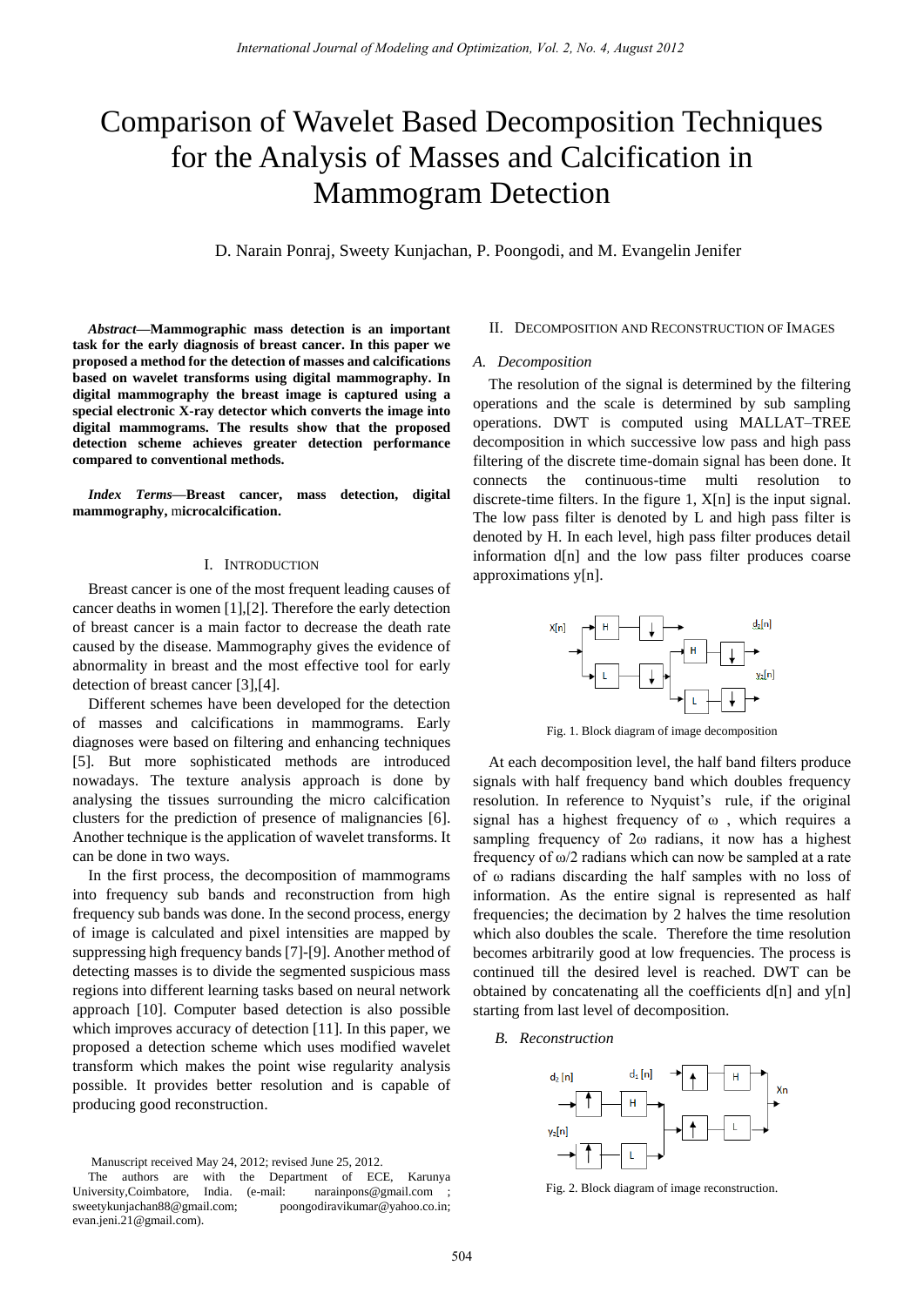# Comparison of Wavelet Based Decomposition Techniques for the Analysis of Masses and Calcification in Mammogram Detection

D. Narain Ponraj, Sweety Kunjachan, P. Poongodi, and M. Evangelin Jenifer

***Abstract*—Mammographic mass detection is an important task for the early diagnosis of breast cancer. In this paper we proposed a method for the detection of masses and calcifications based on wavelet transforms using digital mammography. In digital mammography the breast image is captured using a special electronic X-ray detector which converts the image into digital mammograms. The results show that the proposed detection scheme achieves greater detection performance compared to conventional methods.**

***Index Terms*—Breast cancer, mass detection, digital mammography, microcalcification.**

## I. Introduction

Breast cancer is one of the most frequent leading causes of cancer deaths in women [1],[2]. Therefore the early detection of breast cancer is a main factor to decrease the death rate caused by the disease. Mammography gives the evidence of abnormality in breast and the most effective tool for early detection of breast cancer [3],[4].

Different schemes have been developed for the detection of masses and calcifications in mammograms. Early diagnoses were based on filtering and enhancing techniques [5]. But more sophisticated methods are introduced nowadays. The texture analysis approach is done by analysing the tissues surrounding the micro calcification clusters for the prediction of presence of malignancies [6]. Another technique is the application of wavelet transforms. It can be done in two ways.

In the first process, the decomposition of mammograms into frequency sub bands and reconstruction from high frequency sub bands was done. In the second process, energy of image is calculated and pixel intensities are mapped by suppressing high frequency bands [7]-[9]. Another method of detecting masses is to divide the segmented suspicious mass regions into different learning tasks based on neural network approach [10]. Computer based detection is also possible which improves accuracy of detection [11]. In this paper, we proposed a detection scheme which uses modified wavelet transform which makes the point wise regularity analysis possible. It provides better resolution and is capable of producing good reconstruction.

Manuscript received May 24, 2012; revised June 25, 2012.

The authors are with the Department of ECE, Karunya University,Coimbatore, India. (e-mail: narainpons@gmail.com ; sweetykunjachan88@gmail.com; poongodiravikumar@yahoo.co.in; evan.jeni.21@gmail.com).

## II. Decomposition and Reconstruction of Images

### A. Decomposition

The resolution of the signal is determined by the filtering operations and the scale is determined by sub sampling operations. DWT is computed using MALLAT–TREE decomposition in which successive low pass and high pass filtering of the discrete time-domain signal has been done. It connects the continuous-time multi resolution to discrete-time filters. In the figure 1, X[n] is the input signal. The low pass filter is denoted by L and high pass filter is denoted by H. In each level, high pass filter produces detail information d[n] and the low pass filter produces coarse approximations y[n].

Fig. 1. Block diagram of image decomposition

At each decomposition level, the half band filters produce signals with half frequency band which doubles frequency resolution. In reference to Nyquist's rule, if the original signal has a highest frequency of ω , which requires a sampling frequency of 2ω radians, it now has a highest frequency of ω/2 radians which can now be sampled at a rate of ω radians discarding the half samples with no loss of information. As the entire signal is represented as half frequencies; the decimation by 2 halves the time resolution which also doubles the scale. Therefore the time resolution becomes arbitrarily good at low frequencies. The process is continued till the desired level is reached. DWT can be obtained by concatenating all the coefficients d[n] and y[n] starting from last level of decomposition.

### B. Reconstruction

Fig. 2. Block diagram of image reconstruction.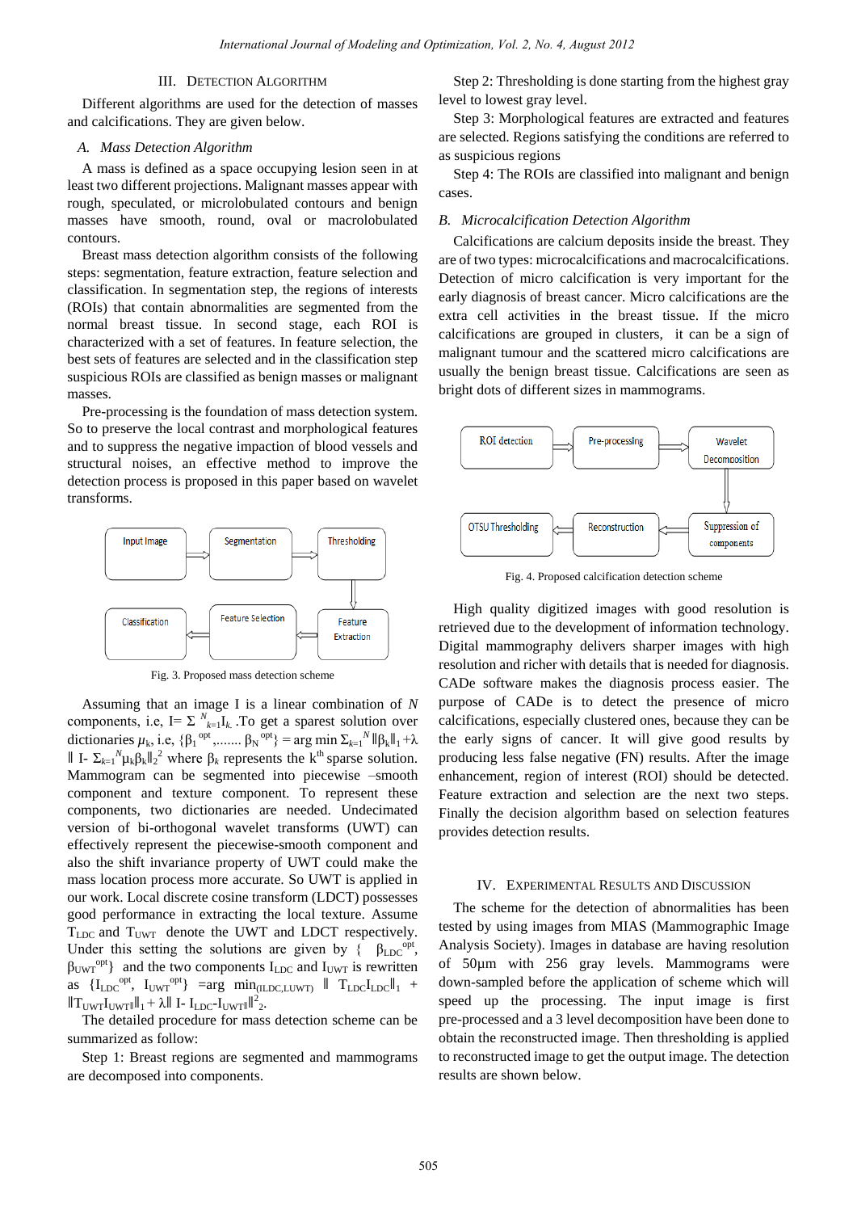## III. Detection Algorithm

Different algorithms are used for the detection of masses and calcifications. They are given below.

### *A. Mass Detection Algorithm*

A mass is defined as a space occupying lesion seen in at least two different projections. Malignant masses appear with rough, speculated, or microlobulated contours and benign masses have smooth, round, oval or macrolobulated contours.

Breast mass detection algorithm consists of the following steps: segmentation, feature extraction, feature selection and classification. In segmentation step, the regions of interests (ROIs) that contain abnormalities are segmented from the normal breast tissue. In second stage, each ROI is characterized with a set of features. In feature selection, the best sets of features are selected and in the classification step suspicious ROIs are classified as benign masses or malignant masses.

Pre-processing is the foundation of mass detection system. So to preserve the local contrast and morphological features and to suppress the negative impaction of blood vessels and structural noises, an effective method to improve the detection process is proposed in this paper based on wavelet transforms.

Input Image → Segmentation → Thresholding → Feature Extraction → Feature Selection → Classification

Fig. 3. Proposed mass detection scheme

Assuming that an image I is a linear combination of $N$ components, i.e, $I = \Sigma_{k=1}^{N} I_k$. To get a sparest solution over dictionaries $\mu_k$, i.e, $\{\beta_1^{opt}, \ldots\ldots \beta_N^{opt}\} = \arg\min \Sigma_{k=1}^{N} \|\beta_k\|_1 + \lambda \| I - \Sigma_{k=1}^{N} \mu_k \beta_k \|_2^2$ where $\beta_k$ represents the k[th] sparse solution. Mammogram can be segmented into piecewise –smooth component and texture component. To represent these components, two dictionaries are needed. Undecimated version of bi-orthogonal wavelet transforms (UWT) can effectively represent the piecewise-smooth component and also the shift invariance property of UWT could make the mass location process more accurate. So UWT is applied in our work. Local discrete cosine transform (LDCT) possesses good performance in extracting the local texture. Assume $T_{LDC}$ and $T_{UWT}$ denote the UWT and LDCT respectively. Under this setting the solutions are given by $\{\beta_{LDC}^{opt}, \beta_{UWT}^{opt}\}$ and the two components $I_{LDC}$ and $I_{UWT}$ is rewritten as $\{I_{LDC}^{opt}, I_{UWT}^{opt}\} = \arg\min_{(ILDC,LUWT)} \| T_{LDC} I_{LDC} \|_1 + \| T_{UWT} I_{UWT} \|_1 + \lambda \| I - I_{LDC} - I_{UWT} \|_2^2$.

The detailed procedure for mass detection scheme can be summarized as follow:

Step 1: Breast regions are segmented and mammograms are decomposed into components.

Step 2: Thresholding is done starting from the highest gray level to lowest gray level.

Step 3: Morphological features are extracted and features are selected. Regions satisfying the conditions are referred to as suspicious regions

Step 4: The ROIs are classified into malignant and benign cases.

### *B. Microcalcification Detection Algorithm*

Calcifications are calcium deposits inside the breast. They are of two types: microcalcifications and macrocalcifications. Detection of micro calcification is very important for the early diagnosis of breast cancer. Micro calcifications are the extra cell activities in the breast tissue. If the micro calcifications are grouped in clusters, it can be a sign of malignant tumour and the scattered micro calcifications are usually the benign breast tissue. Calcifications are seen as bright dots of different sizes in mammograms.

ROI detection → Pre-processing → Wavelet Decomposition → Suppression of components → Reconstruction → OTSU Thresholding

Fig. 4. Proposed calcification detection scheme

High quality digitized images with good resolution is retrieved due to the development of information technology. Digital mammography delivers sharper images with high resolution and richer with details that is needed for diagnosis. CADe software makes the diagnosis process easier. The purpose of CADe is to detect the presence of micro calcifications, especially clustered ones, because they can be the early signs of cancer. It will give good results by producing less false negative (FN) results. After the image enhancement, region of interest (ROI) should be detected. Feature extraction and selection are the next two steps. Finally the decision algorithm based on selection features provides detection results.

## IV. Experimental Results and Discussion

The scheme for the detection of abnormalities has been tested by using images from MIAS (Mammographic Image Analysis Society). Images in database are having resolution of 50µm with 256 gray levels. Mammograms were down-sampled before the application of scheme which will speed up the processing. The input image is first pre-processed and a 3 level decomposition have been done to obtain the reconstructed image. Then thresholding is applied to reconstructed image to get the output image. The detection results are shown below.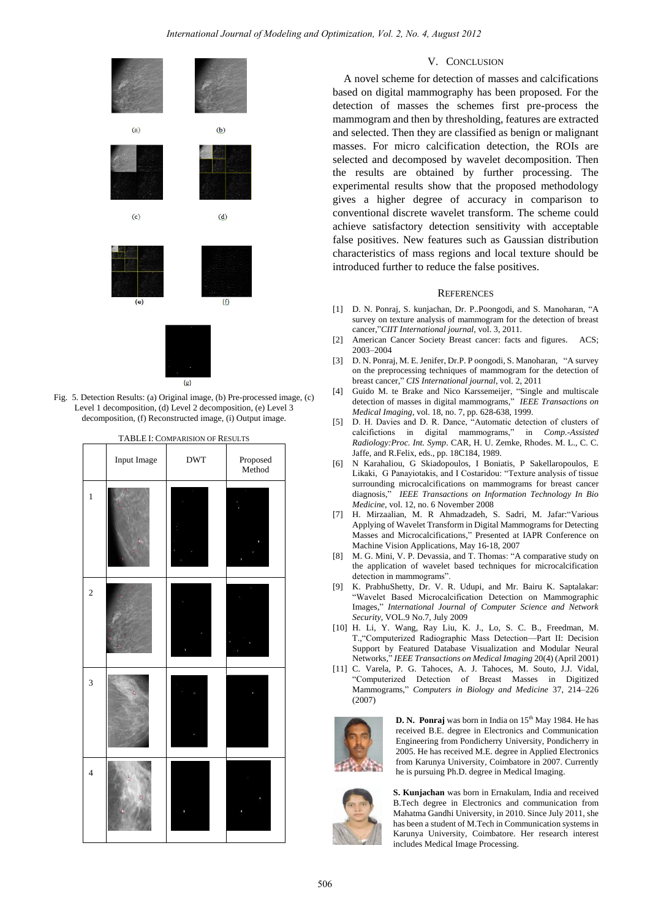Fig. 5. Detection Results: (a) Original image, (b) Pre-processed image, (c) Level 1 decomposition, (d) Level 2 decomposition, (e) Level 3 decomposition, (f) Reconstructed image, (i) Output image.

TABLE I: COMPARISION OF RESULTS

| | Input Image | DWT | Proposed Method |
|---|---|---|---|
| 1 | | | |
| 2 | | | |
| 3 | | | |
| 4 | | | |

## V. CONCLUSION

A novel scheme for detection of masses and calcifications based on digital mammography has been proposed. For the detection of masses the schemes first pre-process the mammogram and then by thresholding, features are extracted and selected. Then they are classified as benign or malignant masses. For micro calcification detection, the ROIs are selected and decomposed by wavelet decomposition. Then the results are obtained by further processing. The experimental results show that the proposed methodology gives a higher degree of accuracy in comparison to conventional discrete wavelet transform. The scheme could achieve satisfactory detection sensitivity with acceptable false positives. New features such as Gaussian distribution characteristics of mass regions and local texture should be introduced further to reduce the false positives.

## REFERENCES

[1] D. N. Ponraj, S. kunjachan, Dr. P..Poongodi, and S. Manoharan, "A survey on texture analysis of mammogram for the detection of breast cancer,"*CIIT International journal*, vol. 3, 2011.

[2] American Cancer Society Breast cancer: facts and figures. ACS; 2003–2004

[3] D. N. Ponraj, M. E. Jenifer, Dr.P. P oongodi, S. Manoharan, "A survey on the preprocessing techniques of mammogram for the detection of breast cancer," *CIS International journal*, vol. 2, 2011

[4] Guido M. te Brake and Nico Karssemeijer, "Single and multiscale detection of masses in digital mammograms," *IEEE Transactions on Medical Imaging*, vol. 18, no. 7, pp. 628-638, 1999.

[5] D. H. Davies and D. R. Dance, "Automatic detection of clusters of calcifications in digital mammograms," in *Comp.-Assisted Radiology:Proc. Int. Symp*. CAR, H. U. Zemke, Rhodes. M. L., C. C. Jaffe, and R.Felix, eds., pp. 18C184, 1989.

[6] N Karahaliou, G Skiadopoulos, I Boniatis, P Sakellaropoulos, E Likaki, G Panayiotakis, and I Costaridou: "Texture analysis of tissue surrounding microcalcifications on mammograms for breast cancer diagnosis," *IEEE Transactions on Information Technology In Bio Medicine*, vol. 12, no. 6 November 2008

[7] H. Mirzaalian, M. R Ahmadzadeh, S. Sadri, M. Jafar:"Various Applying of Wavelet Transform in Digital Mammograms for Detecting Masses and Microcalcifications," Presented at IAPR Conference on Machine Vision Applications, May 16-18, 2007

[8] M. G. Mini, V. P. Devassia, and T. Thomas: "A comparative study on the application of wavelet based techniques for microcalcification detection in mammograms".

[9] K. PrabhuShetty, Dr. V. R. Udupi, and Mr. Bairu K. Saptalakar: "Wavelet Based Microcalcification Detection on Mammographic Images," *International Journal of Computer Science and Network Security*, VOL.9 No.7, July 2009

[10] H. Li, Y. Wang, Ray Liu, K. J., Lo, S. C. B., Freedman, M. T.,"Computerized Radiographic Mass Detection—Part II: Decision Support by Featured Database Visualization and Modular Neural Networks," *IEEE Transactions on Medical Imaging* 20(4) (April 2001)

[11] C. Varela, P. G. Tahoces, A. J. Tahoces, M. Souto, J.J. Vidal, "Computerized Detection of Breast Masses in Digitized Mammograms," *Computers in Biology and Medicine* 37, 214–226 (2007)

**D. N. Ponraj** was born in India on 15th May 1984. He has received B.E. degree in Electronics and Communication Engineering from Pondicherry University, Pondicherry in 2005. He has received M.E. degree in Applied Electronics from Karunya University, Coimbatore in 2007. Currently he is pursuing Ph.D. degree in Medical Imaging.

**S. Kunjachan** was born in Ernakulam, India and received B.Tech degree in Electronics and communication from Mahatma Gandhi University, in 2010. Since July 2011, she has been a student of M.Tech in Communication systems in Karunya University, Coimbatore. Her research interest includes Medical Image Processing.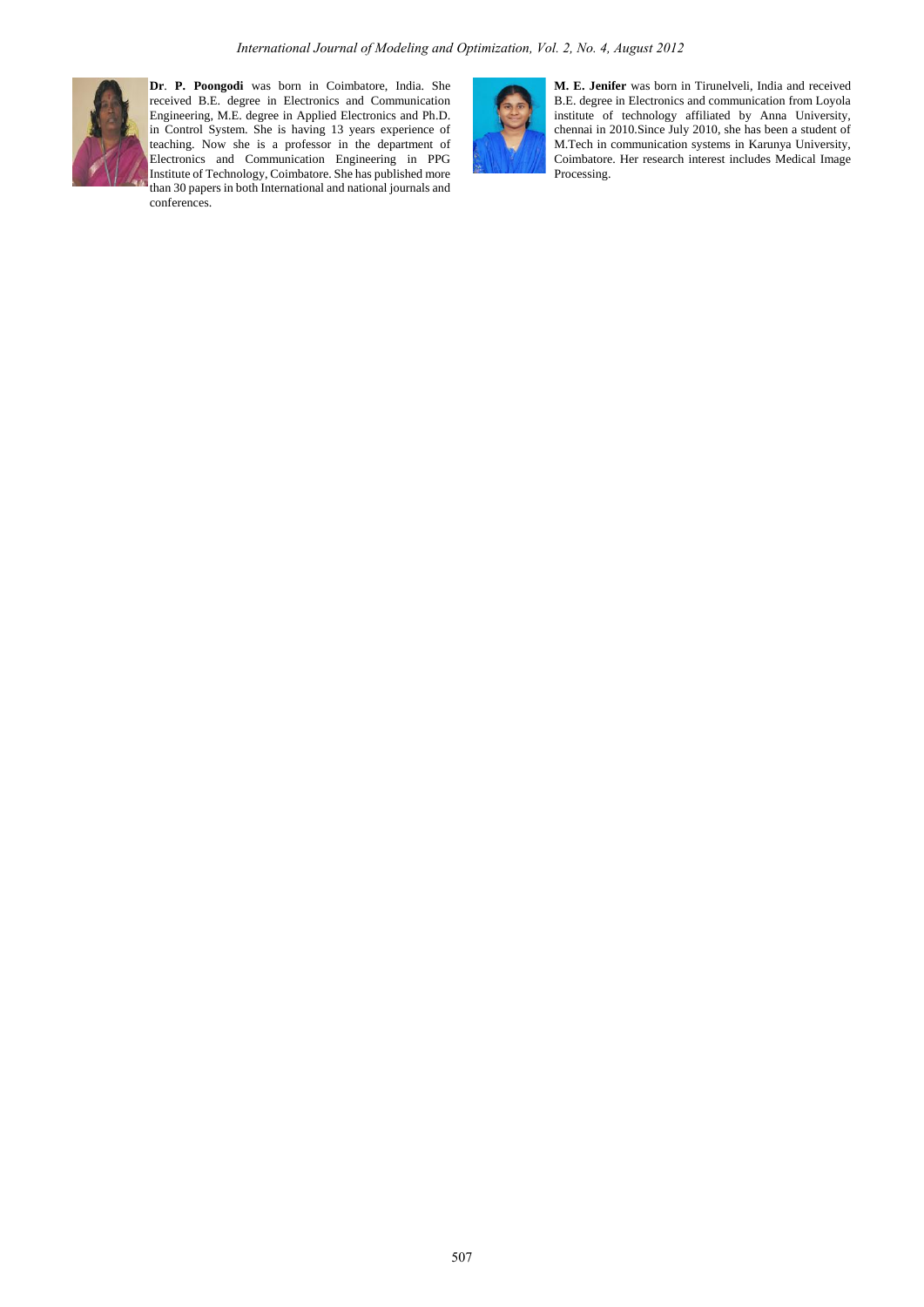**Dr**. **P. Poongodi** was born in Coimbatore, India. She received B.E. degree in Electronics and Communication Engineering, M.E. degree in Applied Electronics and Ph.D. in Control System. She is having 13 years experience of teaching. Now she is a professor in the department of Electronics and Communication Engineering in PPG Institute of Technology, Coimbatore. She has published more than 30 papers in both International and national journals and conferences.

**M. E. Jenifer** was born in Tirunelveli, India and received B.E. degree in Electronics and communication from Loyola institute of technology affiliated by Anna University, chennai in 2010.Since July 2010, she has been a student of M.Tech in communication systems in Karunya University, Coimbatore. Her research interest includes Medical Image Processing.